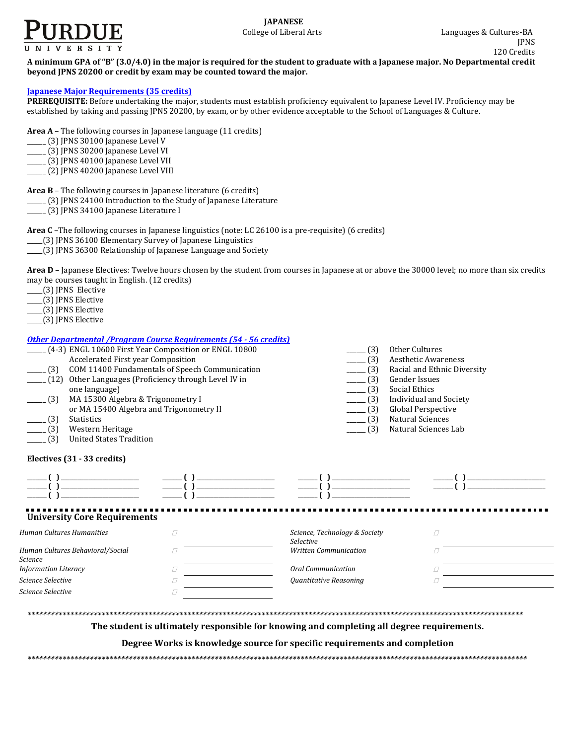**PURDUE UNIVERSITY**

# JAPANESE

College of Liberal Arts

Languages & Cultures-BA
JPNS
120 Credits

**A minimum GPA of "B" (3.0/4.0) in the major is required for the student to graduate with a Japanese major. No Departmental credit beyond JPNS 20200 or credit by exam may be counted toward the major.**

## Japanese Major Requirements (35 credits)

**PREREQUISITE:** Before undertaking the major, students must establish proficiency equivalent to Japanese Level IV. Proficiency may be established by taking and passing JPNS 20200, by exam, or by other evidence acceptable to the School of Languages & Culture.

**Area A** – The following courses in Japanese language (11 credits)
_____ (3) JPNS 30100 Japanese Level V
_____ (3) JPNS 30200 Japanese Level VI
_____ (3) JPNS 40100 Japanese Level VII
_____ (2) JPNS 40200 Japanese Level VIII

**Area B** – The following courses in Japanese literature (6 credits)
_____ (3) JPNS 24100 Introduction to the Study of Japanese Literature
_____ (3) JPNS 34100 Japanese Literature I

**Area C** –The following courses in Japanese linguistics (note: LC 26100 is a pre-requisite) (6 credits)
____(3) JPNS 36100 Elementary Survey of Japanese Linguistics
____(3) JPNS 36300 Relationship of Japanese Language and Society

**Area D** – Japanese Electives: Twelve hours chosen by the student from courses in Japanese at or above the 30000 level; no more than six credits may be courses taught in English. (12 credits)
____(3) JPNS Elective
____(3) JPNS Elective
____(3) JPNS Elective
____(3) JPNS Elective

## *Other Departmental /Program Course Requirements (54 - 56 credits)*

_____ (4-3) ENGL 10600 First Year Composition or ENGL 10800 Accelerated First year Composition
_____ (3) COM 11400 Fundamentals of Speech Communication
_____ (12) Other Languages (Proficiency through Level IV in one language)
_____ (3) MA 15300 Algebra & Trigonometry I or MA 15400 Algebra and Trigonometry II
_____ (3) Statistics
_____ (3) Western Heritage
_____ (3) United States Tradition
_____ (3) Other Cultures
_____ (3) Aesthetic Awareness
_____ (3) Racial and Ethnic Diversity
_____ (3) Gender Issues
_____ (3) Social Ethics
_____ (3) Individual and Society
_____ (3) Global Perspective
_____ (3) Natural Sciences
_____ (3) Natural Sciences Lab

### Electives (31 - 33 credits)

| | | | |
|---|---|---|---|
| _____ ( ) __________ | _____ ( ) __________ | _____ ( ) __________ | _____ ( ) __________ |
| _____ ( ) __________ | _____ ( ) __________ | _____ ( ) __________ | _____ ( ) __________ |
| _____ ( ) __________ | _____ ( ) __________ | _____ ( ) __________ | |

## University Core Requirements

| | | | |
|---|---|---|---|
| *Human Cultures Humanities* | ☐ __________ | *Science, Technology & Society Selective* | ☐ __________ |
| *Human Cultures Behavioral/Social Science* | ☐ __________ | *Written Communication* | ☐ __________ |
| *Information Literacy* | ☐ __________ | *Oral Communication* | ☐ __________ |
| *Science Selective* | ☐ __________ | *Quantitative Reasoning* | ☐ __________ |
| *Science Selective* | ☐ __________ | | |

**The student is ultimately responsible for knowing and completing all degree requirements.**

**Degree Works is knowledge source for specific requirements and completion**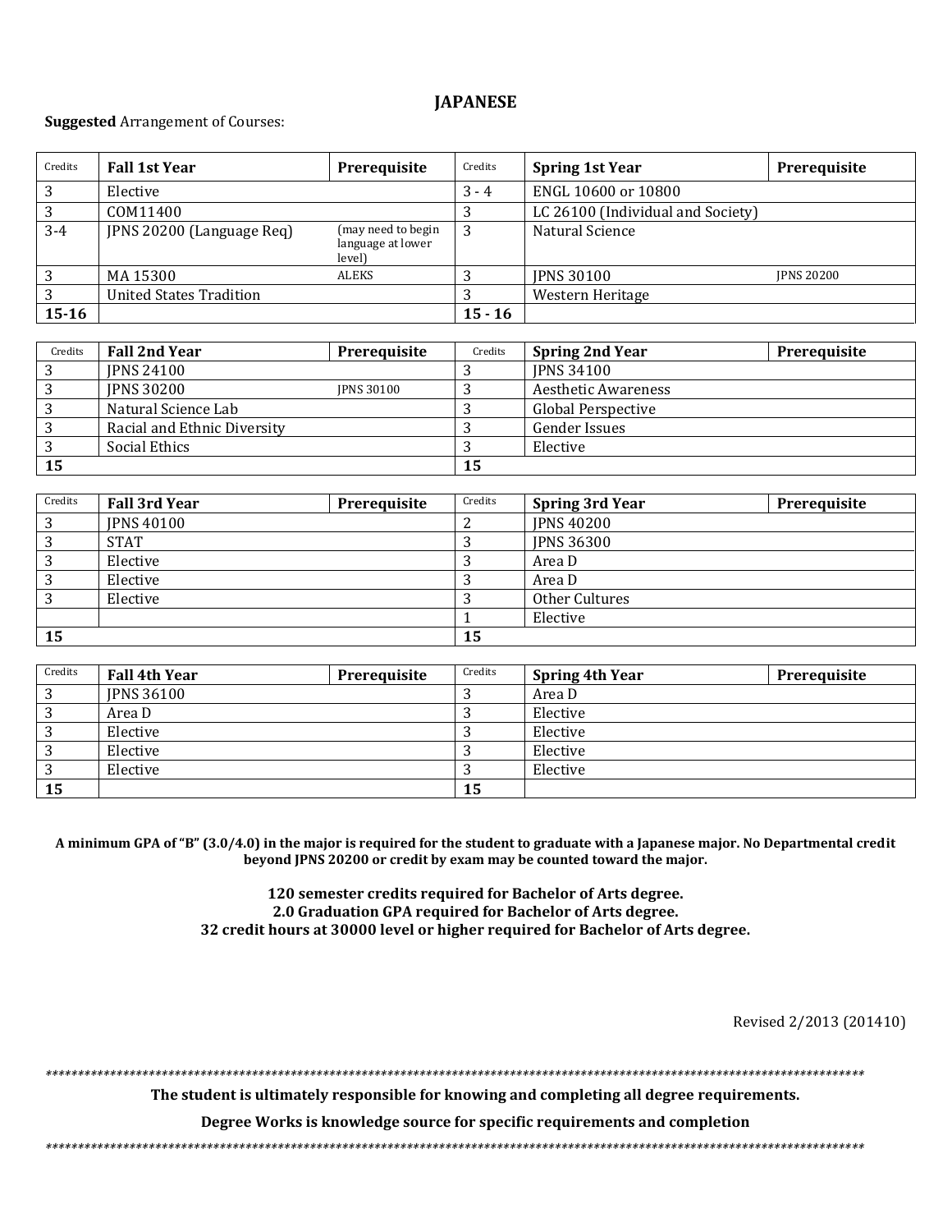## JAPANESE

**Suggested** Arrangement of Courses:

| Credits | Fall 1st Year | Prerequisite | Credits | Spring 1st Year | Prerequisite |
|---|---|---|---|---|---|
| 3 | Elective | | 3 - 4 | ENGL 10600 or 10800 | |
| 3 | COM11400 | | 3 | LC 26100 (Individual and Society) | |
| 3-4 | JPNS 20200 (Language Req) | (may need to begin language at lower level) | 3 | Natural Science | |
| 3 | MA 15300 | ALEKS | 3 | JPNS 30100 | JPNS 20200 |
| 3 | United States Tradition | | 3 | Western Heritage | |
| **15-16** | | | **15 - 16** | | |

| Credits | Fall 2nd Year | Prerequisite | Credits | Spring 2nd Year | Prerequisite |
|---|---|---|---|---|---|
| 3 | JPNS 24100 | | 3 | JPNS 34100 | |
| 3 | JPNS 30200 | JPNS 30100 | 3 | Aesthetic Awareness | |
| 3 | Natural Science Lab | | 3 | Global Perspective | |
| 3 | Racial and Ethnic Diversity | | 3 | Gender Issues | |
| 3 | Social Ethics | | 3 | Elective | |
| **15** | | | **15** | | |

| Credits | Fall 3rd Year | Prerequisite | Credits | Spring 3rd Year | Prerequisite |
|---|---|---|---|---|---|
| 3 | JPNS 40100 | | 2 | JPNS 40200 | |
| 3 | STAT | | 3 | JPNS 36300 | |
| 3 | Elective | | 3 | Area D | |
| 3 | Elective | | 3 | Area D | |
| 3 | Elective | | 3 | Other Cultures | |
| | | | 1 | Elective | |
| **15** | | | **15** | | |

| Credits | Fall 4th Year | Prerequisite | Credits | Spring 4th Year | Prerequisite |
|---|---|---|---|---|---|
| 3 | JPNS 36100 | | 3 | Area D | |
| 3 | Area D | | 3 | Elective | |
| 3 | Elective | | 3 | Elective | |
| 3 | Elective | | 3 | Elective | |
| 3 | Elective | | 3 | Elective | |
| **15** | | | **15** | | |

**A minimum GPA of "B" (3.0/4.0) in the major is required for the student to graduate with a Japanese major. No Departmental credit beyond JPNS 20200 or credit by exam may be counted toward the major.**

**120 semester credits required for Bachelor of Arts degree.**
**2.0 Graduation GPA required for Bachelor of Arts degree.**
**32 credit hours at 30000 level or higher required for Bachelor of Arts degree.**

Revised 2/2013 (201410)

\*\*\*\*\*\*\*\*\*\*\*\*\*\*\*\*\*\*\*\*\*\*\*\*\*\*\*\*\*\*\*\*\*\*\*\*\*\*\*\*\*\*\*\*\*\*\*\*\*\*\*\*\*\*\*\*\*\*\*\*\*\*\*\*\*\*\*\*\*\*\*\*\*\*\*\*\*\*\*\*

**The student is ultimately responsible for knowing and completing all degree requirements.**

**Degree Works is knowledge source for specific requirements and completion**

\*\*\*\*\*\*\*\*\*\*\*\*\*\*\*\*\*\*\*\*\*\*\*\*\*\*\*\*\*\*\*\*\*\*\*\*\*\*\*\*\*\*\*\*\*\*\*\*\*\*\*\*\*\*\*\*\*\*\*\*\*\*\*\*\*\*\*\*\*\*\*\*\*\*\*\*\*\*\*\*